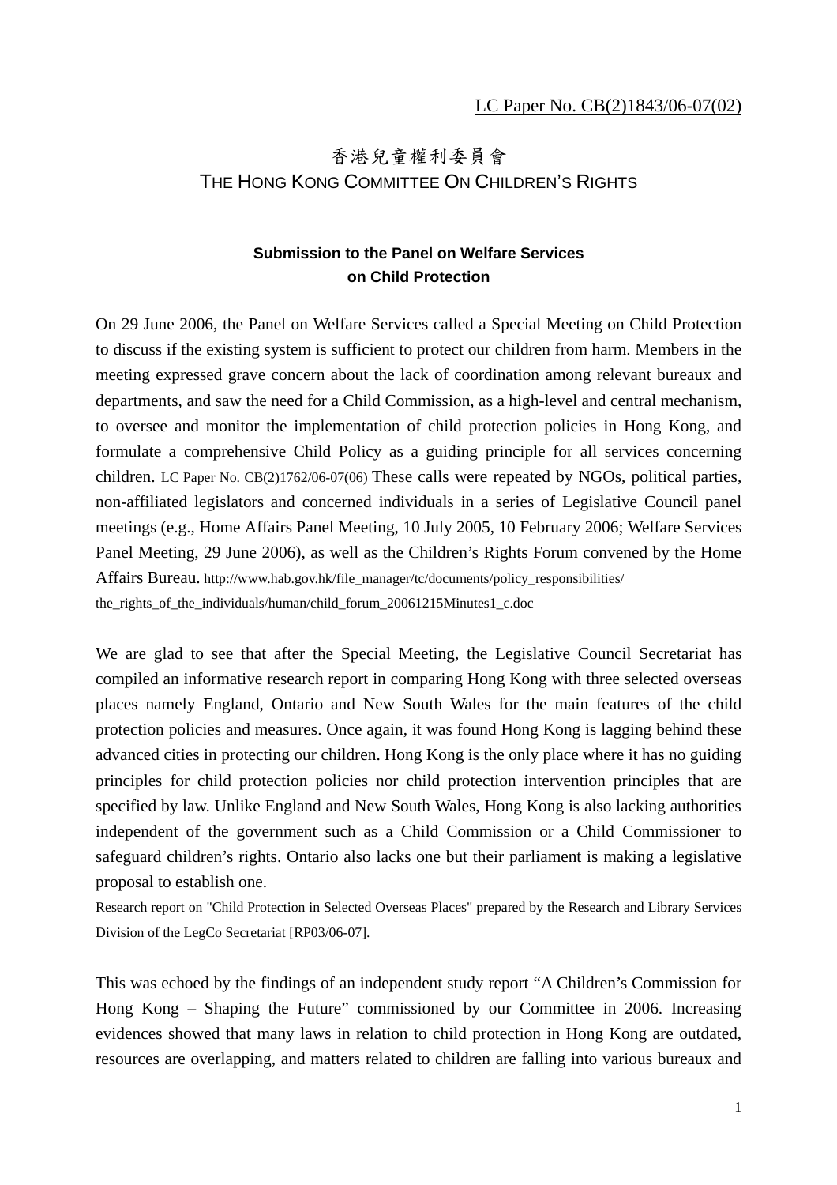LC Paper No. CB(2)1843/06-07(02)

# 香港兒童權利委員會
# THE HONG KONG COMMITTEE ON CHILDREN'S RIGHTS

### Submission to the Panel on Welfare Services on Child Protection

On 29 June 2006, the Panel on Welfare Services called a Special Meeting on Child Protection to discuss if the existing system is sufficient to protect our children from harm. Members in the meeting expressed grave concern about the lack of coordination among relevant bureaux and departments, and saw the need for a Child Commission, as a high-level and central mechanism, to oversee and monitor the implementation of child protection policies in Hong Kong, and formulate a comprehensive Child Policy as a guiding principle for all services concerning children. LC Paper No. CB(2)1762/06-07(06) These calls were repeated by NGOs, political parties, non-affiliated legislators and concerned individuals in a series of Legislative Council panel meetings (e.g., Home Affairs Panel Meeting, 10 July 2005, 10 February 2006; Welfare Services Panel Meeting, 29 June 2006), as well as the Children's Rights Forum convened by the Home Affairs Bureau. http://www.hab.gov.hk/file_manager/tc/documents/policy_responsibilities/the_rights_of_the_individuals/human/child_forum_20061215Minutes1_c.doc

We are glad to see that after the Special Meeting, the Legislative Council Secretariat has compiled an informative research report in comparing Hong Kong with three selected overseas places namely England, Ontario and New South Wales for the main features of the child protection policies and measures. Once again, it was found Hong Kong is lagging behind these advanced cities in protecting our children. Hong Kong is the only place where it has no guiding principles for child protection policies nor child protection intervention principles that are specified by law. Unlike England and New South Wales, Hong Kong is also lacking authorities independent of the government such as a Child Commission or a Child Commissioner to safeguard children's rights. Ontario also lacks one but their parliament is making a legislative proposal to establish one.
Research report on "Child Protection in Selected Overseas Places" prepared by the Research and Library Services Division of the LegCo Secretariat [RP03/06-07].

This was echoed by the findings of an independent study report "A Children's Commission for Hong Kong – Shaping the Future" commissioned by our Committee in 2006. Increasing evidences showed that many laws in relation to child protection in Hong Kong are outdated, resources are overlapping, and matters related to children are falling into various bureaux and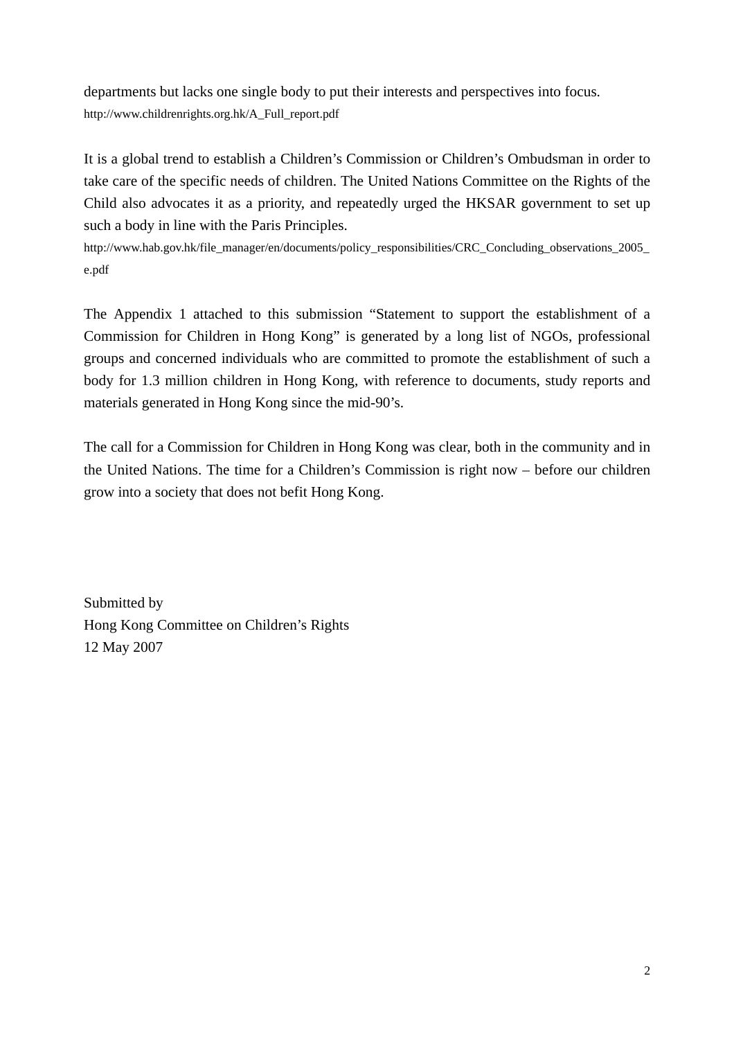departments but lacks one single body to put their interests and perspectives into focus.
http://www.childrenrights.org.hk/A_Full_report.pdf

It is a global trend to establish a Children's Commission or Children's Ombudsman in order to take care of the specific needs of children. The United Nations Committee on the Rights of the Child also advocates it as a priority, and repeatedly urged the HKSAR government to set up such a body in line with the Paris Principles.
http://www.hab.gov.hk/file_manager/en/documents/policy_responsibilities/CRC_Concluding_observations_2005_e.pdf

The Appendix 1 attached to this submission "Statement to support the establishment of a Commission for Children in Hong Kong" is generated by a long list of NGOs, professional groups and concerned individuals who are committed to promote the establishment of such a body for 1.3 million children in Hong Kong, with reference to documents, study reports and materials generated in Hong Kong since the mid-90's.

The call for a Commission for Children in Hong Kong was clear, both in the community and in the United Nations. The time for a Children's Commission is right now – before our children grow into a society that does not befit Hong Kong.

Submitted by
Hong Kong Committee on Children's Rights
12 May 2007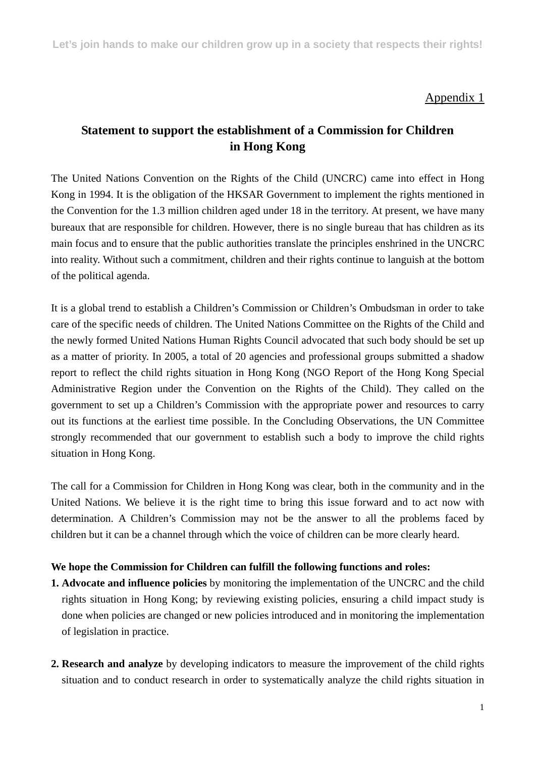Appendix 1

## Statement to support the establishment of a Commission for Children in Hong Kong

The United Nations Convention on the Rights of the Child (UNCRC) came into effect in Hong Kong in 1994. It is the obligation of the HKSAR Government to implement the rights mentioned in the Convention for the 1.3 million children aged under 18 in the territory. At present, we have many bureaux that are responsible for children. However, there is no single bureau that has children as its main focus and to ensure that the public authorities translate the principles enshrined in the UNCRC into reality. Without such a commitment, children and their rights continue to languish at the bottom of the political agenda.

It is a global trend to establish a Children's Commission or Children's Ombudsman in order to take care of the specific needs of children. The United Nations Committee on the Rights of the Child and the newly formed United Nations Human Rights Council advocated that such body should be set up as a matter of priority. In 2005, a total of 20 agencies and professional groups submitted a shadow report to reflect the child rights situation in Hong Kong (NGO Report of the Hong Kong Special Administrative Region under the Convention on the Rights of the Child). They called on the government to set up a Children's Commission with the appropriate power and resources to carry out its functions at the earliest time possible. In the Concluding Observations, the UN Committee strongly recommended that our government to establish such a body to improve the child rights situation in Hong Kong.

The call for a Commission for Children in Hong Kong was clear, both in the community and in the United Nations. We believe it is the right time to bring this issue forward and to act now with determination. A Children's Commission may not be the answer to all the problems faced by children but it can be a channel through which the voice of children can be more clearly heard.

**We hope the Commission for Children can fulfill the following functions and roles:**

1. **Advocate and influence policies** by monitoring the implementation of the UNCRC and the child rights situation in Hong Kong; by reviewing existing policies, ensuring a child impact study is done when policies are changed or new policies introduced and in monitoring the implementation of legislation in practice.

2. **Research and analyze** by developing indicators to measure the improvement of the child rights situation and to conduct research in order to systematically analyze the child rights situation in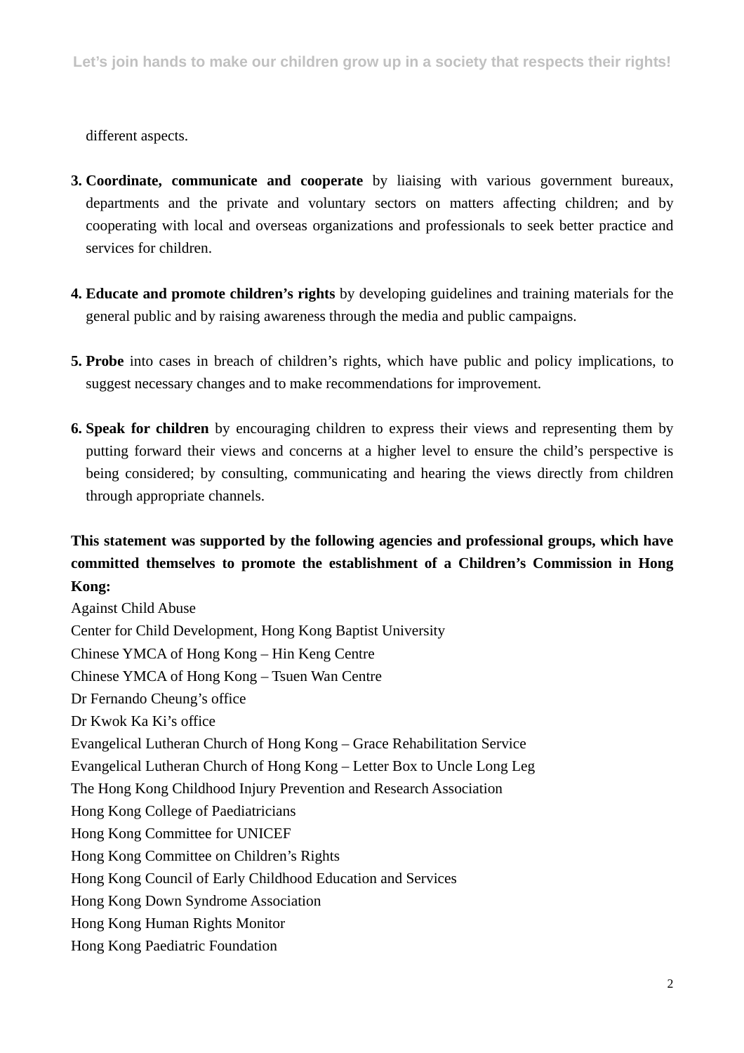different aspects.

3. **Coordinate, communicate and cooperate** by liaising with various government bureaux, departments and the private and voluntary sectors on matters affecting children; and by cooperating with local and overseas organizations and professionals to seek better practice and services for children.

4. **Educate and promote children's rights** by developing guidelines and training materials for the general public and by raising awareness through the media and public campaigns.

5. **Probe** into cases in breach of children's rights, which have public and policy implications, to suggest necessary changes and to make recommendations for improvement.

6. **Speak for children** by encouraging children to express their views and representing them by putting forward their views and concerns at a higher level to ensure the child's perspective is being considered; by consulting, communicating and hearing the views directly from children through appropriate channels.

**This statement was supported by the following agencies and professional groups, which have committed themselves to promote the establishment of a Children's Commission in Hong Kong:**

Against Child Abuse
Center for Child Development, Hong Kong Baptist University
Chinese YMCA of Hong Kong – Hin Keng Centre
Chinese YMCA of Hong Kong – Tsuen Wan Centre
Dr Fernando Cheung's office
Dr Kwok Ka Ki's office
Evangelical Lutheran Church of Hong Kong – Grace Rehabilitation Service
Evangelical Lutheran Church of Hong Kong – Letter Box to Uncle Long Leg
The Hong Kong Childhood Injury Prevention and Research Association
Hong Kong College of Paediatricians
Hong Kong Committee for UNICEF
Hong Kong Committee on Children's Rights
Hong Kong Council of Early Childhood Education and Services
Hong Kong Down Syndrome Association
Hong Kong Human Rights Monitor
Hong Kong Paediatric Foundation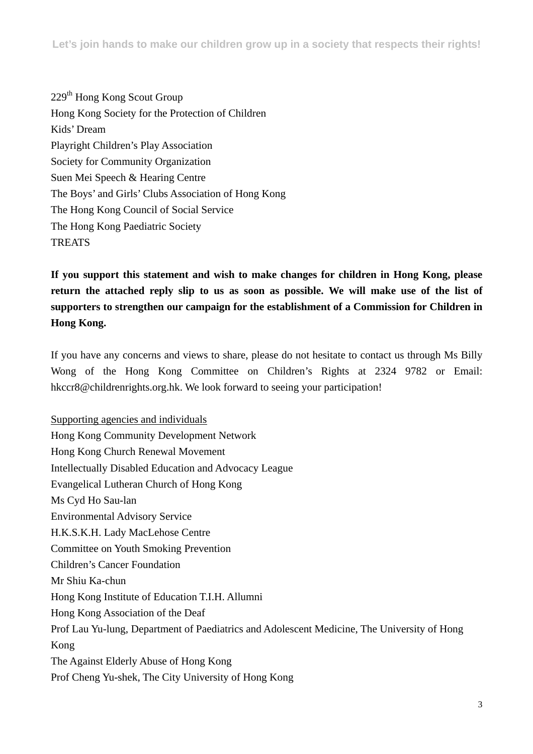229th Hong Kong Scout Group
Hong Kong Society for the Protection of Children
Kids' Dream
Playright Children's Play Association
Society for Community Organization
Suen Mei Speech & Hearing Centre
The Boys' and Girls' Clubs Association of Hong Kong
The Hong Kong Council of Social Service
The Hong Kong Paediatric Society
TREATS

**If you support this statement and wish to make changes for children in Hong Kong, please return the attached reply slip to us as soon as possible. We will make use of the list of supporters to strengthen our campaign for the establishment of a Commission for Children in Hong Kong.**

If you have any concerns and views to share, please do not hesitate to contact us through Ms Billy Wong of the Hong Kong Committee on Children's Rights at 2324 9782 or Email: hkccr8@childrenrights.org.hk. We look forward to seeing your participation!

<u>Supporting agencies and individuals</u>
Hong Kong Community Development Network
Hong Kong Church Renewal Movement
Intellectually Disabled Education and Advocacy League
Evangelical Lutheran Church of Hong Kong
Ms Cyd Ho Sau-lan
Environmental Advisory Service
H.K.S.K.H. Lady MacLehose Centre
Committee on Youth Smoking Prevention
Children's Cancer Foundation
Mr Shiu Ka-chun
Hong Kong Institute of Education T.I.H. Allumni
Hong Kong Association of the Deaf
Prof Lau Yu-lung, Department of Paediatrics and Adolescent Medicine, The University of Hong Kong
The Against Elderly Abuse of Hong Kong
Prof Cheng Yu-shek, The City University of Hong Kong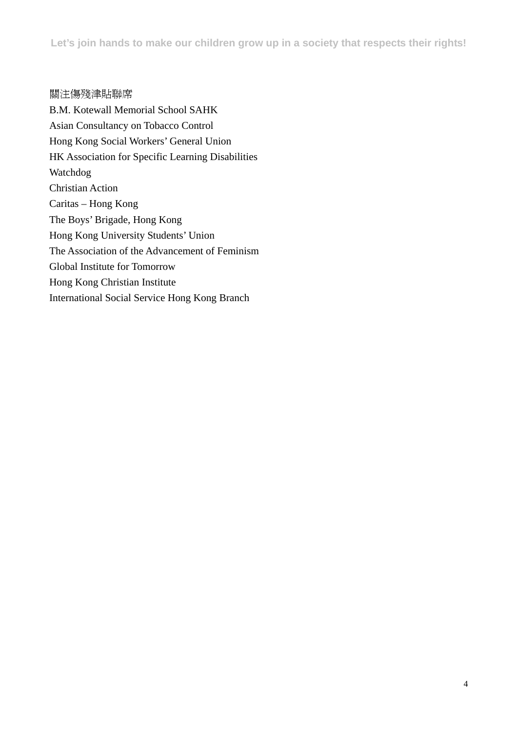關注傷殘津貼聯席
B.M. Kotewall Memorial School SAHK
Asian Consultancy on Tobacco Control
Hong Kong Social Workers' General Union
HK Association for Specific Learning Disabilities
Watchdog
Christian Action
Caritas – Hong Kong
The Boys' Brigade, Hong Kong
Hong Kong University Students' Union
The Association of the Advancement of Feminism
Global Institute for Tomorrow
Hong Kong Christian Institute
International Social Service Hong Kong Branch